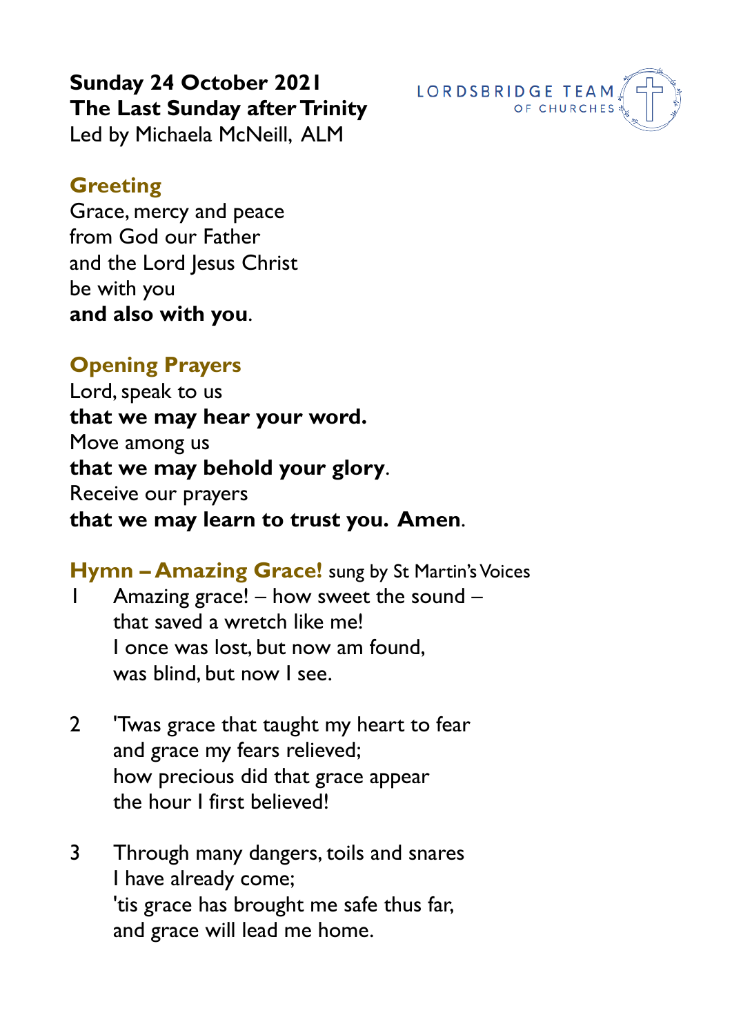**Sunday 24 October 2021**
**The Last Sunday after Trinity**
Led by Michaela McNeill, ALM

LORDSBRIDGE TEAM OF CHURCHES

## Greeting

Grace, mercy and peace
from God our Father
and the Lord Jesus Christ
be with you
**and also with you**.

## Opening Prayers

Lord, speak to us
**that we may hear your word.**
Move among us
**that we may behold your glory**.
Receive our prayers
**that we may learn to trust you. Amen**.

## Hymn – Amazing Grace! sung by St Martin's Voices

1 Amazing grace! – how sweet the sound –
that saved a wretch like me!
I once was lost, but now am found,
was blind, but now I see.

2 'Twas grace that taught my heart to fear
and grace my fears relieved;
how precious did that grace appear
the hour I first believed!

3 Through many dangers, toils and snares
I have already come;
'tis grace has brought me safe thus far,
and grace will lead me home.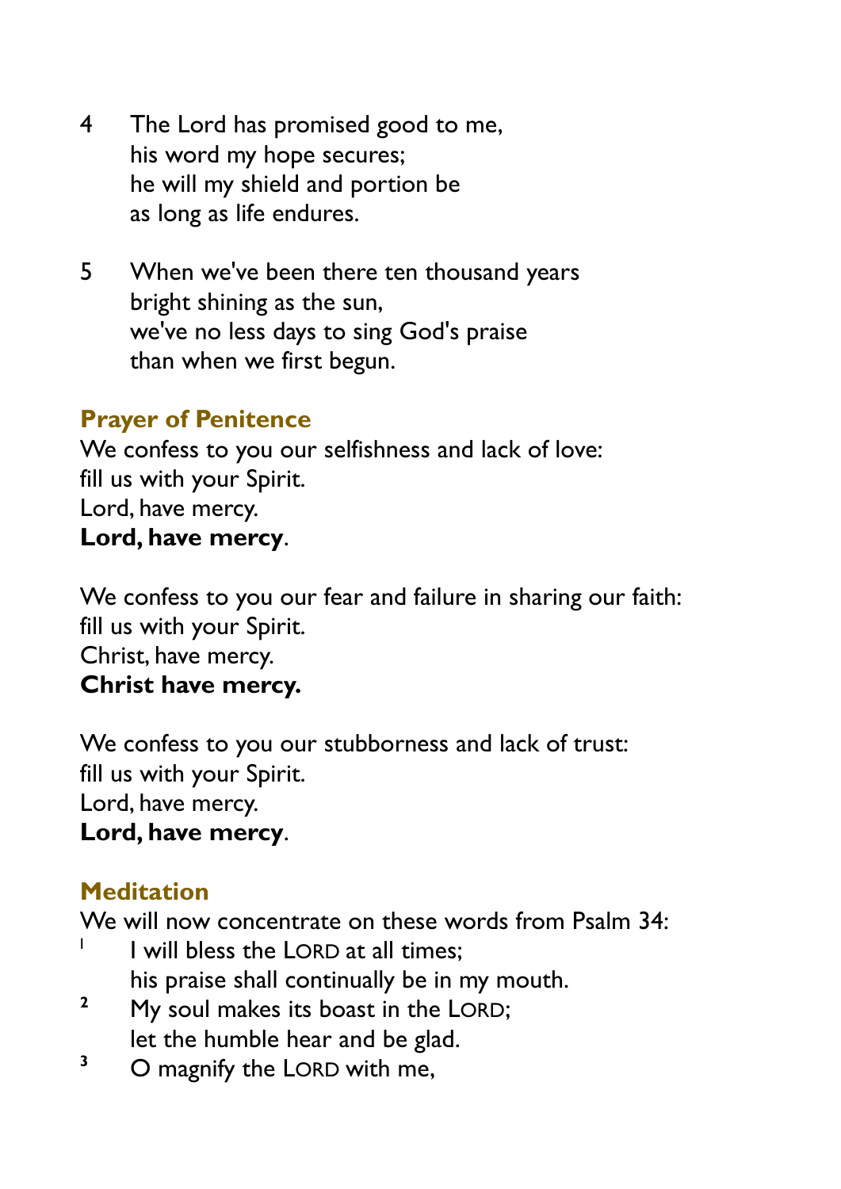4 The Lord has promised good to me,
his word my hope secures;
he will my shield and portion be
as long as life endures.

5 When we've been there ten thousand years
bright shining as the sun,
we've no less days to sing God's praise
than when we first begun.

## Prayer of Penitence

We confess to you our selfishness and lack of love:
fill us with your Spirit.
Lord, have mercy.
**Lord, have mercy**.

We confess to you our fear and failure in sharing our faith:
fill us with your Spirit.
Christ, have mercy.
**Christ have mercy.**

We confess to you our stubbornness and lack of trust:
fill us with your Spirit.
Lord, have mercy.
**Lord, have mercy**.

## Meditation

We will now concentrate on these words from Psalm 34:

1 I will bless the LORD at all times;
his praise shall continually be in my mouth.
2 My soul makes its boast in the LORD;
let the humble hear and be glad.
3 O magnify the LORD with me,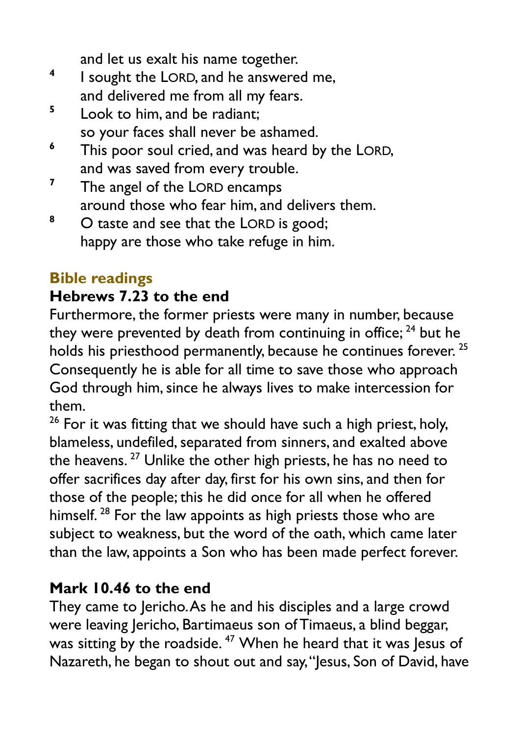and let us exalt his name together.

[4] I sought the LORD, and he answered me,
and delivered me from all my fears.

[5] Look to him, and be radiant;
so your faces shall never be ashamed.

[6] This poor soul cried, and was heard by the LORD,
and was saved from every trouble.

[7] The angel of the LORD encamps
around those who fear him, and delivers them.

[8] O taste and see that the LORD is good;
happy are those who take refuge in him.

## Bible readings

### Hebrews 7.23 to the end

Furthermore, the former priests were many in number, because they were prevented by death from continuing in office; [24] but he holds his priesthood permanently, because he continues forever. [25] Consequently he is able for all time to save those who approach God through him, since he always lives to make intercession for them.

[26] For it was fitting that we should have such a high priest, holy, blameless, undefiled, separated from sinners, and exalted above the heavens. [27] Unlike the other high priests, he has no need to offer sacrifices day after day, first for his own sins, and then for those of the people; this he did once for all when he offered himself. [28] For the law appoints as high priests those who are subject to weakness, but the word of the oath, which came later than the law, appoints a Son who has been made perfect forever.

### Mark 10.46 to the end

They came to Jericho. As he and his disciples and a large crowd were leaving Jericho, Bartimaeus son of Timaeus, a blind beggar, was sitting by the roadside. [47] When he heard that it was Jesus of Nazareth, he began to shout out and say, "Jesus, Son of David, have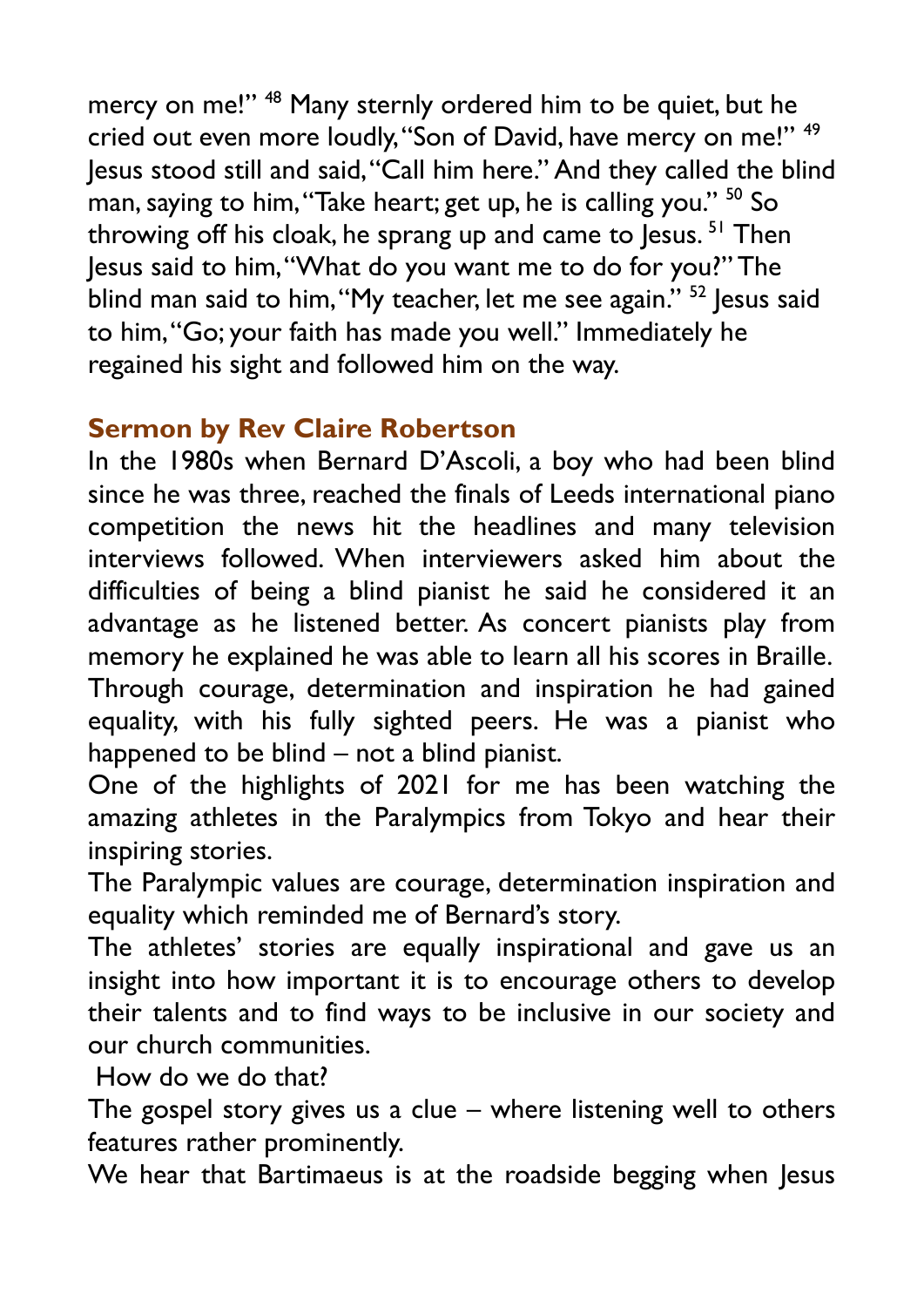mercy on me!" [48] Many sternly ordered him to be quiet, but he cried out even more loudly, "Son of David, have mercy on me!" [49] Jesus stood still and said, "Call him here." And they called the blind man, saying to him, "Take heart; get up, he is calling you." [50] So throwing off his cloak, he sprang up and came to Jesus. [51] Then Jesus said to him, "What do you want me to do for you?" The blind man said to him, "My teacher, let me see again." [52] Jesus said to him, "Go; your faith has made you well." Immediately he regained his sight and followed him on the way.

## Sermon by Rev Claire Robertson

In the 1980s when Bernard D'Ascoli, a boy who had been blind since he was three, reached the finals of Leeds international piano competition the news hit the headlines and many television interviews followed. When interviewers asked him about the difficulties of being a blind pianist he said he considered it an advantage as he listened better. As concert pianists play from memory he explained he was able to learn all his scores in Braille. Through courage, determination and inspiration he had gained equality, with his fully sighted peers. He was a pianist who happened to be blind – not a blind pianist.

One of the highlights of 2021 for me has been watching the amazing athletes in the Paralympics from Tokyo and hear their inspiring stories.

The Paralympic values are courage, determination inspiration and equality which reminded me of Bernard's story.

The athletes' stories are equally inspirational and gave us an insight into how important it is to encourage others to develop their talents and to find ways to be inclusive in our society and our church communities.

How do we do that?

The gospel story gives us a clue – where listening well to others features rather prominently.

We hear that Bartimaeus is at the roadside begging when Jesus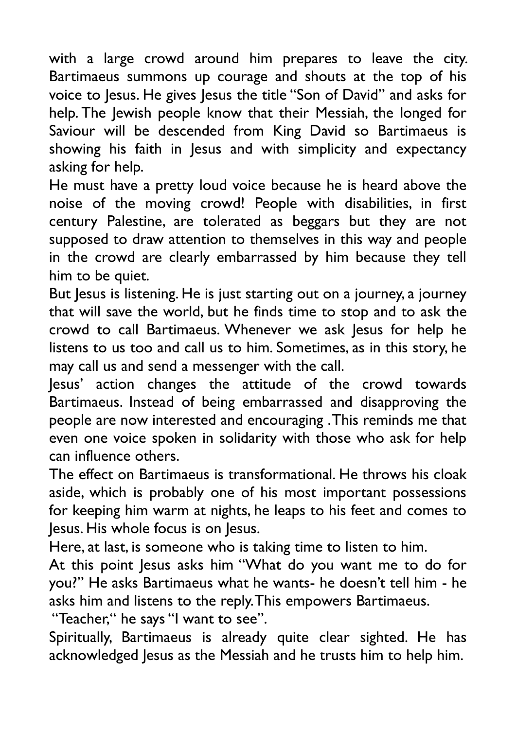with a large crowd around him prepares to leave the city. Bartimaeus summons up courage and shouts at the top of his voice to Jesus. He gives Jesus the title "Son of David" and asks for help. The Jewish people know that their Messiah, the longed for Saviour will be descended from King David so Bartimaeus is showing his faith in Jesus and with simplicity and expectancy asking for help.

He must have a pretty loud voice because he is heard above the noise of the moving crowd! People with disabilities, in first century Palestine, are tolerated as beggars but they are not supposed to draw attention to themselves in this way and people in the crowd are clearly embarrassed by him because they tell him to be quiet.

But Jesus is listening. He is just starting out on a journey, a journey that will save the world, but he finds time to stop and to ask the crowd to call Bartimaeus. Whenever we ask Jesus for help he listens to us too and call us to him. Sometimes, as in this story, he may call us and send a messenger with the call.

Jesus' action changes the attitude of the crowd towards Bartimaeus. Instead of being embarrassed and disapproving the people are now interested and encouraging .This reminds me that even one voice spoken in solidarity with those who ask for help can influence others.

The effect on Bartimaeus is transformational. He throws his cloak aside, which is probably one of his most important possessions for keeping him warm at nights, he leaps to his feet and comes to Jesus. His whole focus is on Jesus.

Here, at last, is someone who is taking time to listen to him.

At this point Jesus asks him "What do you want me to do for you?" He asks Bartimaeus what he wants- he doesn't tell him - he asks him and listens to the reply. This empowers Bartimaeus.

"Teacher," he says "I want to see".

Spiritually, Bartimaeus is already quite clear sighted. He has acknowledged Jesus as the Messiah and he trusts him to help him.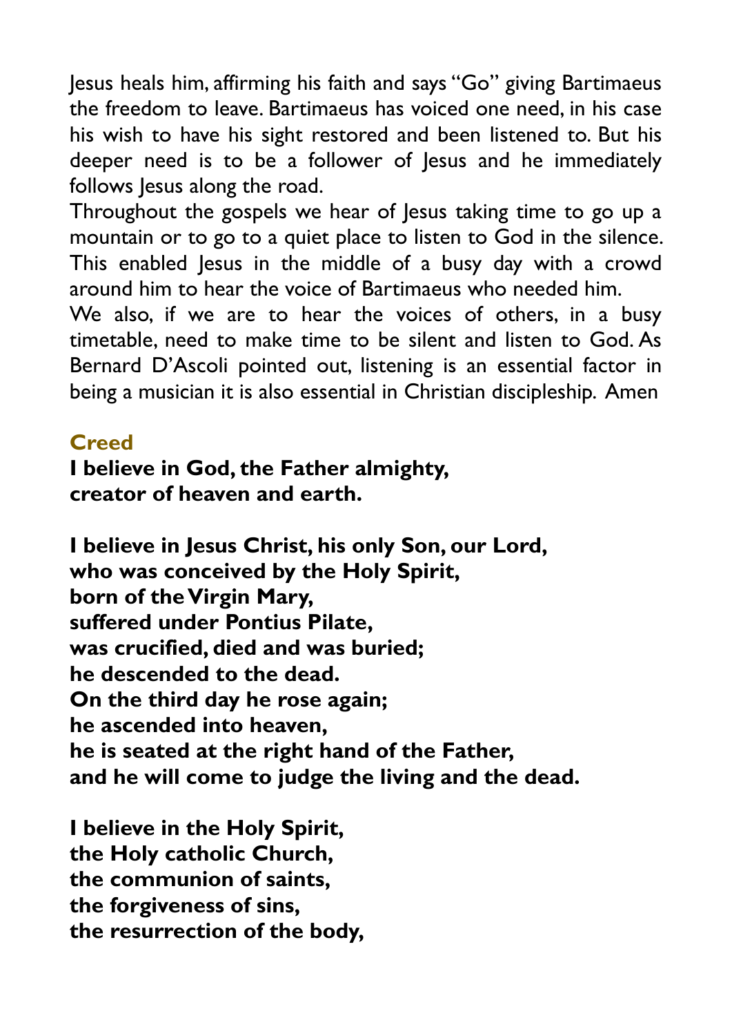Jesus heals him, affirming his faith and says "Go" giving Bartimaeus the freedom to leave. Bartimaeus has voiced one need, in his case his wish to have his sight restored and been listened to. But his deeper need is to be a follower of Jesus and he immediately follows Jesus along the road.

Throughout the gospels we hear of Jesus taking time to go up a mountain or to go to a quiet place to listen to God in the silence. This enabled Jesus in the middle of a busy day with a crowd around him to hear the voice of Bartimaeus who needed him.

We also, if we are to hear the voices of others, in a busy timetable, need to make time to be silent and listen to God. As Bernard D'Ascoli pointed out, listening is an essential factor in being a musician it is also essential in Christian discipleship. Amen

## Creed

**I believe in God, the Father almighty,**
**creator of heaven and earth.**

**I believe in Jesus Christ, his only Son, our Lord,**
**who was conceived by the Holy Spirit,**
**born of the Virgin Mary,**
**suffered under Pontius Pilate,**
**was crucified, died and was buried;**
**he descended to the dead.**
**On the third day he rose again;**
**he ascended into heaven,**
**he is seated at the right hand of the Father,**
**and he will come to judge the living and the dead.**

**I believe in the Holy Spirit,**
**the Holy catholic Church,**
**the communion of saints,**
**the forgiveness of sins,**
**the resurrection of the body,**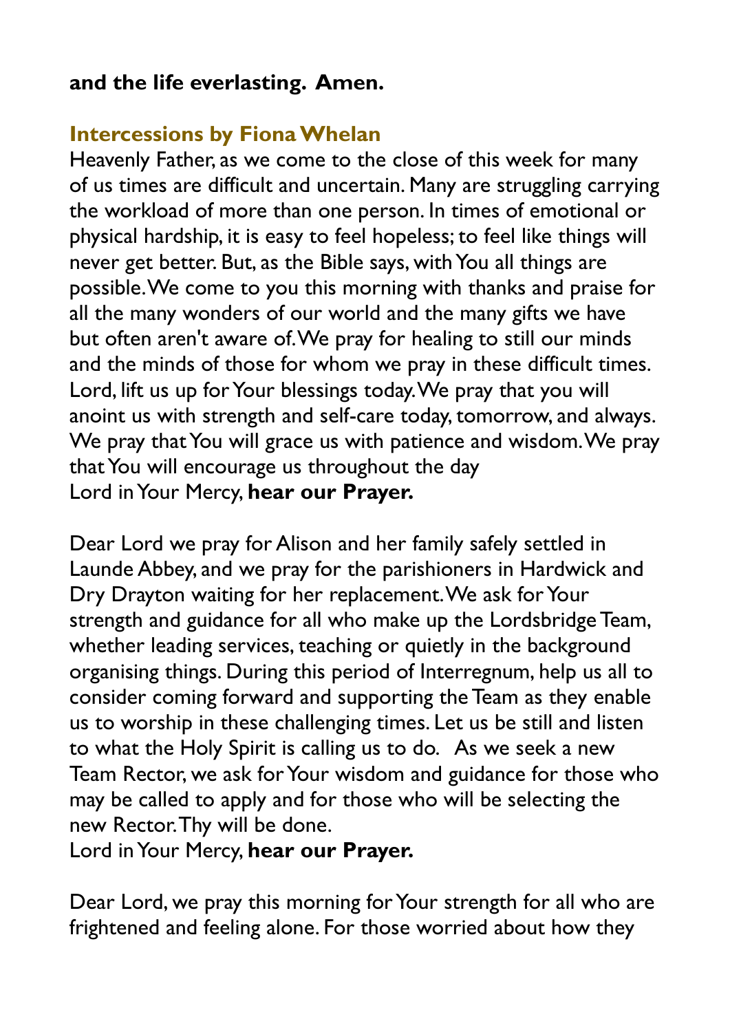**and the life everlasting. Amen.**

## Intercessions by Fiona Whelan

Heavenly Father, as we come to the close of this week for many of us times are difficult and uncertain. Many are struggling carrying the workload of more than one person. In times of emotional or physical hardship, it is easy to feel hopeless; to feel like things will never get better. But, as the Bible says, with You all things are possible. We come to you this morning with thanks and praise for all the many wonders of our world and the many gifts we have but often aren't aware of. We pray for healing to still our minds and the minds of those for whom we pray in these difficult times. Lord, lift us up for Your blessings today. We pray that you will anoint us with strength and self-care today, tomorrow, and always. We pray that You will grace us with patience and wisdom. We pray that You will encourage us throughout the day
Lord in Your Mercy, **hear our Prayer.**

Dear Lord we pray for Alison and her family safely settled in Launde Abbey, and we pray for the parishioners in Hardwick and Dry Drayton waiting for her replacement. We ask for Your strength and guidance for all who make up the Lordsbridge Team, whether leading services, teaching or quietly in the background organising things. During this period of Interregnum, help us all to consider coming forward and supporting the Team as they enable us to worship in these challenging times. Let us be still and listen to what the Holy Spirit is calling us to do. As we seek a new Team Rector, we ask for Your wisdom and guidance for those who may be called to apply and for those who will be selecting the new Rector. Thy will be done.
Lord in Your Mercy, **hear our Prayer.**

Dear Lord, we pray this morning for Your strength for all who are frightened and feeling alone. For those worried about how they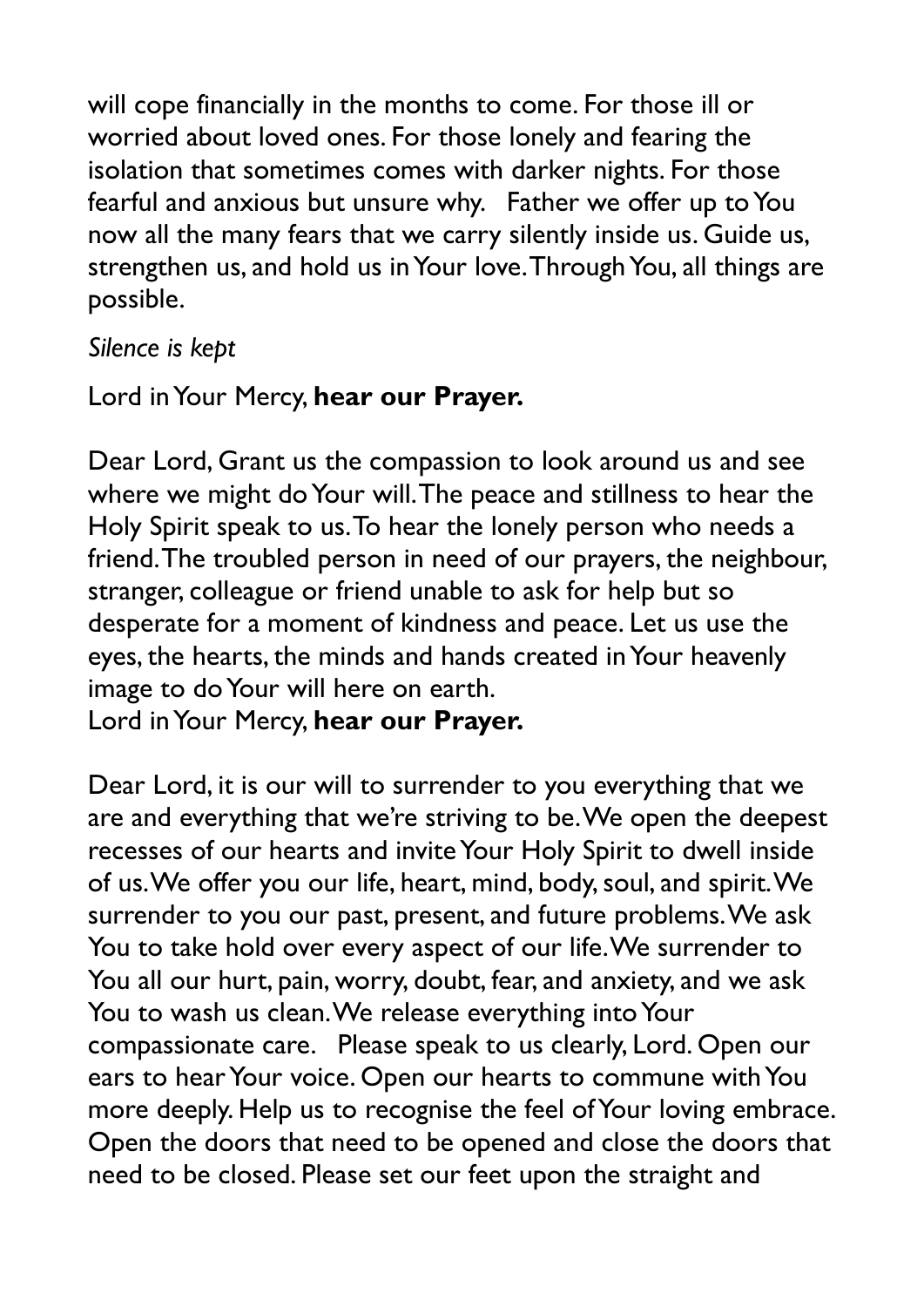will cope financially in the months to come. For those ill or worried about loved ones. For those lonely and fearing the isolation that sometimes comes with darker nights. For those fearful and anxious but unsure why. Father we offer up to You now all the many fears that we carry silently inside us. Guide us, strengthen us, and hold us in Your love. Through You, all things are possible.

*Silence is kept*

Lord in Your Mercy, **hear our Prayer.**

Dear Lord, Grant us the compassion to look around us and see where we might do Your will. The peace and stillness to hear the Holy Spirit speak to us. To hear the lonely person who needs a friend. The troubled person in need of our prayers, the neighbour, stranger, colleague or friend unable to ask for help but so desperate for a moment of kindness and peace. Let us use the eyes, the hearts, the minds and hands created in Your heavenly image to do Your will here on earth.
Lord in Your Mercy, **hear our Prayer.**

Dear Lord, it is our will to surrender to you everything that we are and everything that we're striving to be. We open the deepest recesses of our hearts and invite Your Holy Spirit to dwell inside of us. We offer you our life, heart, mind, body, soul, and spirit. We surrender to you our past, present, and future problems. We ask You to take hold over every aspect of our life. We surrender to You all our hurt, pain, worry, doubt, fear, and anxiety, and we ask You to wash us clean. We release everything into Your compassionate care. Please speak to us clearly, Lord. Open our ears to hear Your voice. Open our hearts to commune with You more deeply. Help us to recognise the feel of Your loving embrace. Open the doors that need to be opened and close the doors that need to be closed. Please set our feet upon the straight and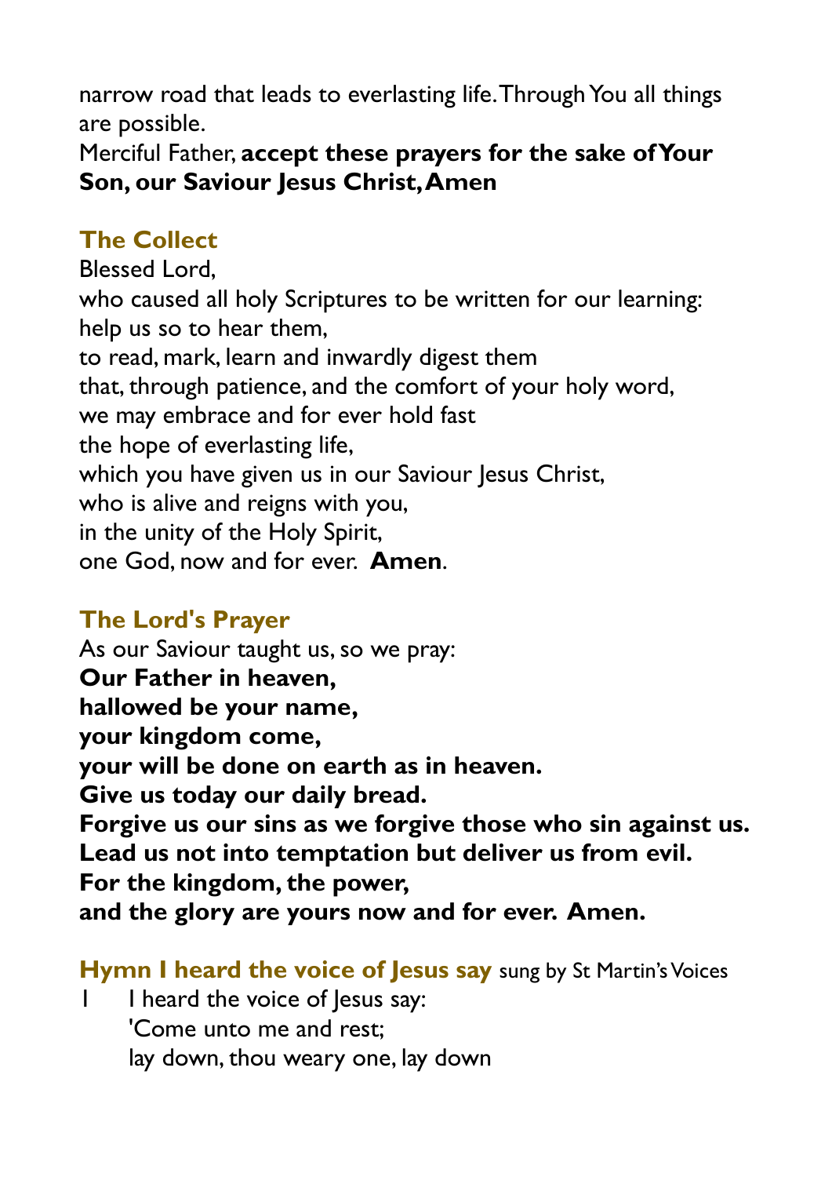narrow road that leads to everlasting life. Through You all things are possible.

Merciful Father, **accept these prayers for the sake of Your Son, our Saviour Jesus Christ, Amen**

## The Collect

Blessed Lord,
who caused all holy Scriptures to be written for our learning:
help us so to hear them,
to read, mark, learn and inwardly digest them
that, through patience, and the comfort of your holy word,
we may embrace and for ever hold fast
the hope of everlasting life,
which you have given us in our Saviour Jesus Christ,
who is alive and reigns with you,
in the unity of the Holy Spirit,
one God, now and for ever. **Amen**.

## The Lord's Prayer

As our Saviour taught us, so we pray:
**Our Father in heaven,**
**hallowed be your name,**
**your kingdom come,**
**your will be done on earth as in heaven.**
**Give us today our daily bread.**
**Forgive us our sins as we forgive those who sin against us.**
**Lead us not into temptation but deliver us from evil.**
**For the kingdom, the power,**
**and the glory are yours now and for ever. Amen.**

## Hymn I heard the voice of Jesus say sung by St Martin's Voices

1 I heard the voice of Jesus say:
'Come unto me and rest;
lay down, thou weary one, lay down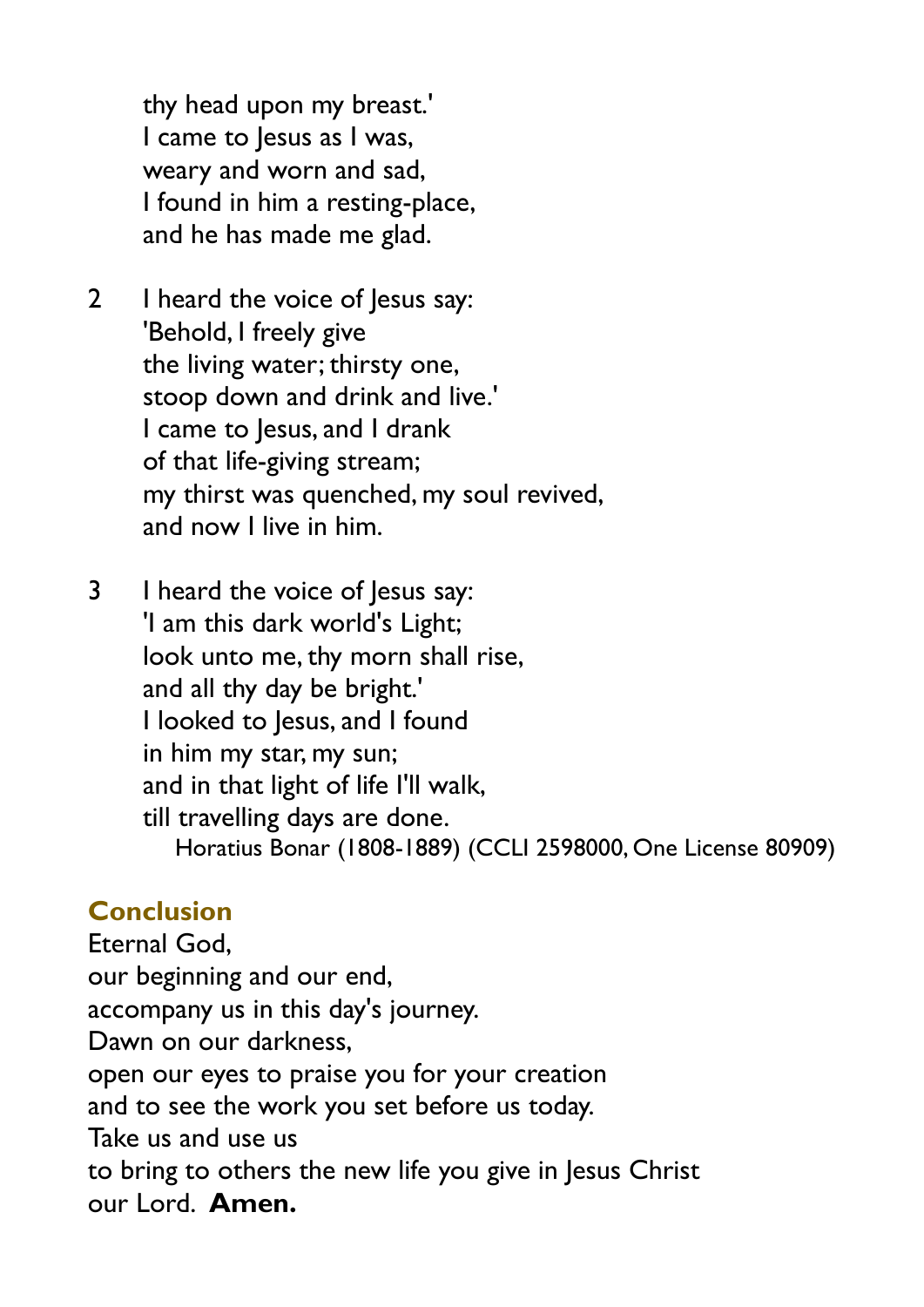thy head upon my breast.'
I came to Jesus as I was,
weary and worn and sad,
I found in him a resting-place,
and he has made me glad.

2 I heard the voice of Jesus say:
'Behold, I freely give
the living water; thirsty one,
stoop down and drink and live.'
I came to Jesus, and I drank
of that life-giving stream;
my thirst was quenched, my soul revived,
and now I live in him.

3 I heard the voice of Jesus say:
'I am this dark world's Light;
look unto me, thy morn shall rise,
and all thy day be bright.'
I looked to Jesus, and I found
in him my star, my sun;
and in that light of life I'll walk,
till travelling days are done.

Horatius Bonar (1808-1889) (CCLI 2598000, One License 80909)

## Conclusion

Eternal God,
our beginning and our end,
accompany us in this day's journey.
Dawn on our darkness,
open our eyes to praise you for your creation
and to see the work you set before us today.
Take us and use us
to bring to others the new life you give in Jesus Christ
our Lord. **Amen.**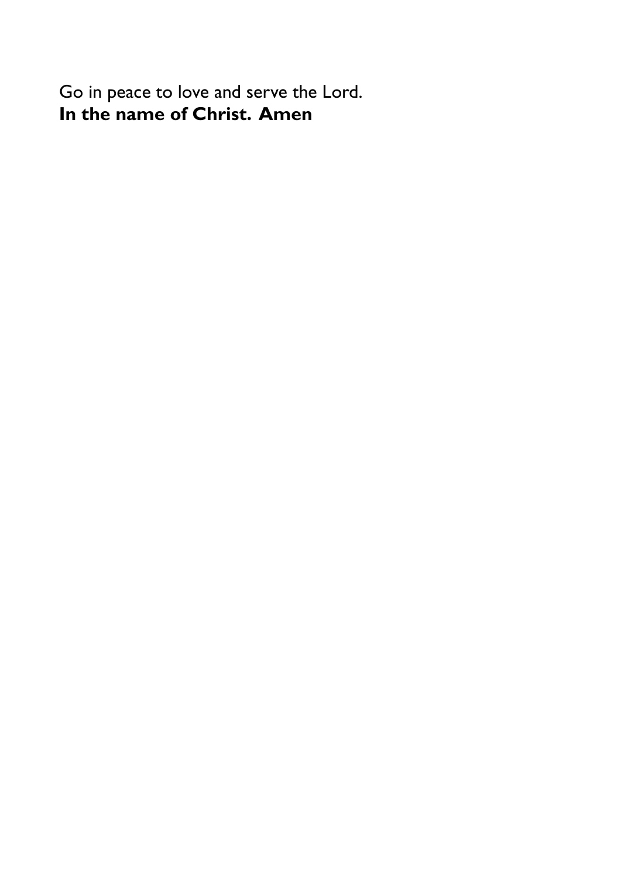Go in peace to love and serve the Lord.
**In the name of Christ. Amen**